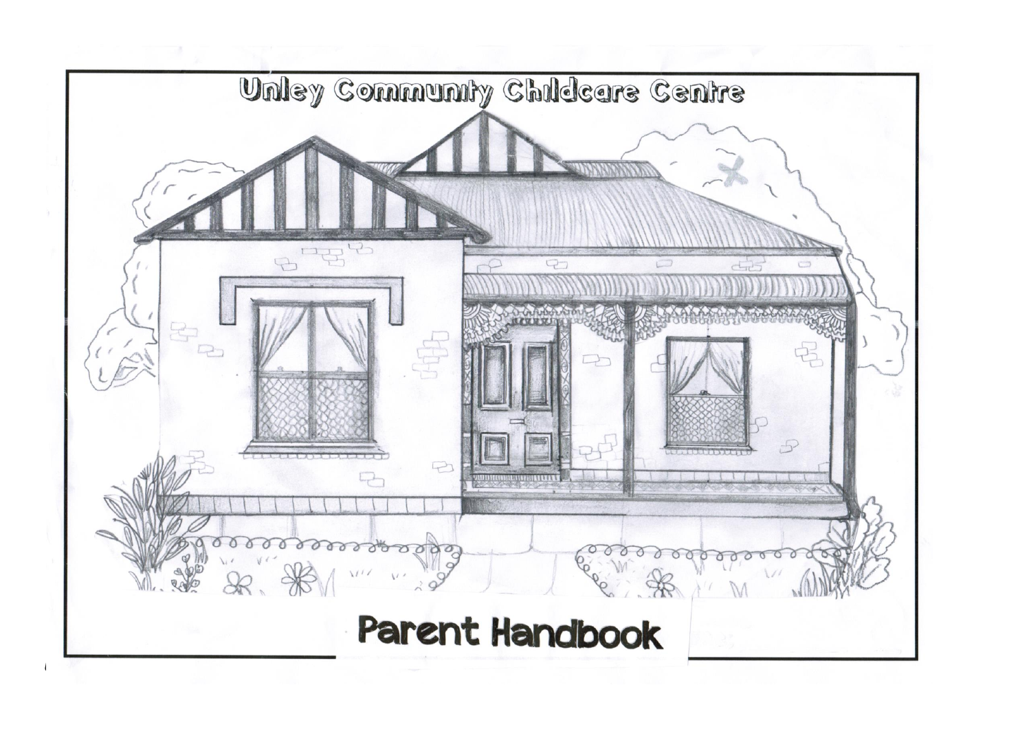# Unley Community Childcare Centre

# Parent Handbook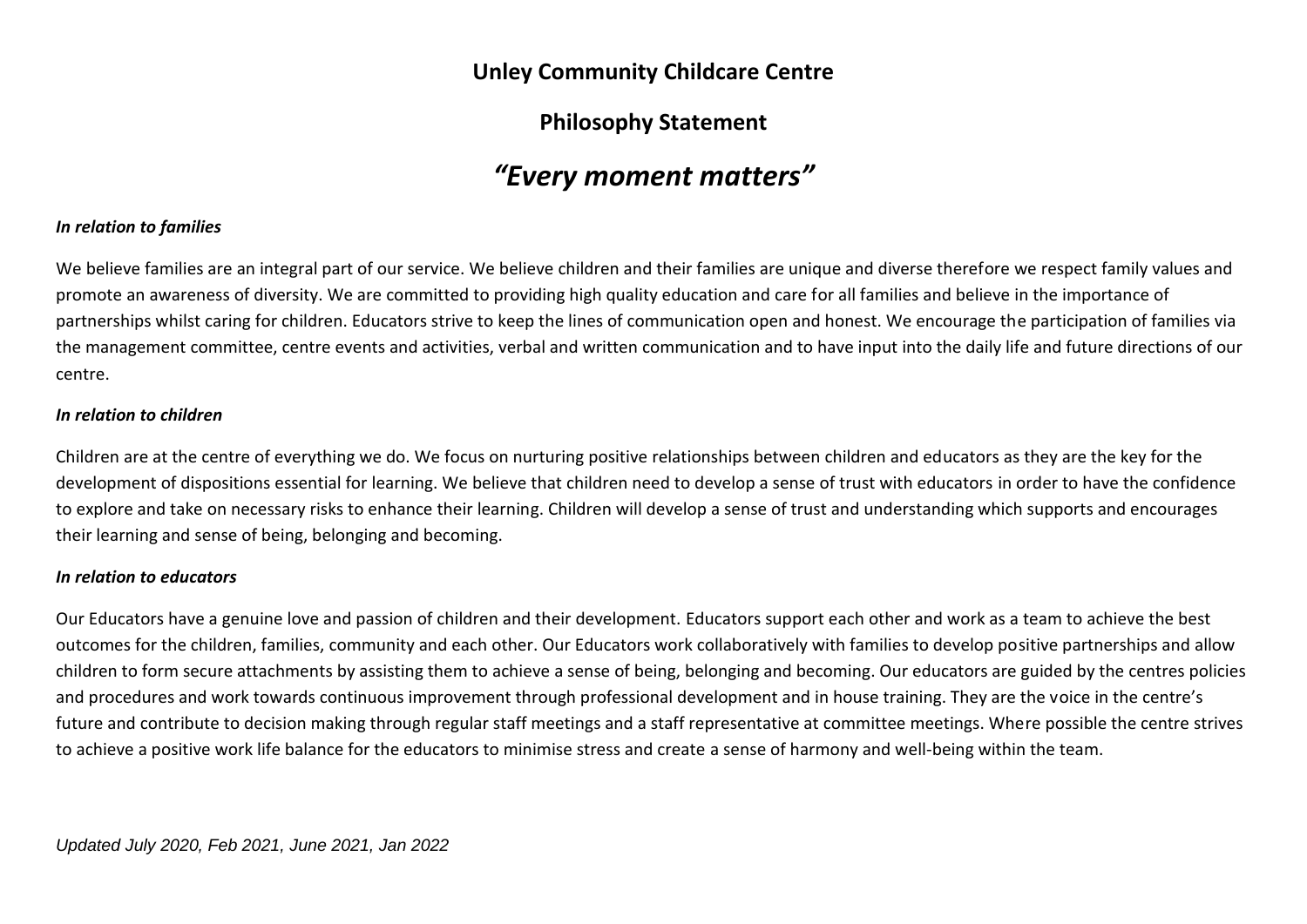# Unley Community Childcare Centre

## Philosophy Statement

# *"Every moment matters"*

***In relation to families***

We believe families are an integral part of our service. We believe children and their families are unique and diverse therefore we respect family values and promote an awareness of diversity. We are committed to providing high quality education and care for all families and believe in the importance of partnerships whilst caring for children. Educators strive to keep the lines of communication open and honest. We encourage the participation of families via the management committee, centre events and activities, verbal and written communication and to have input into the daily life and future directions of our centre.

***In relation to children***

Children are at the centre of everything we do. We focus on nurturing positive relationships between children and educators as they are the key for the development of dispositions essential for learning. We believe that children need to develop a sense of trust with educators in order to have the confidence to explore and take on necessary risks to enhance their learning. Children will develop a sense of trust and understanding which supports and encourages their learning and sense of being, belonging and becoming.

***In relation to educators***

Our Educators have a genuine love and passion of children and their development. Educators support each other and work as a team to achieve the best outcomes for the children, families, community and each other. Our Educators work collaboratively with families to develop positive partnerships and allow children to form secure attachments by assisting them to achieve a sense of being, belonging and becoming. Our educators are guided by the centres policies and procedures and work towards continuous improvement through professional development and in house training. They are the voice in the centre's future and contribute to decision making through regular staff meetings and a staff representative at committee meetings. Where possible the centre strives to achieve a positive work life balance for the educators to minimise stress and create a sense of harmony and well-being within the team.

*Updated July 2020, Feb 2021, June 2021, Jan 2022*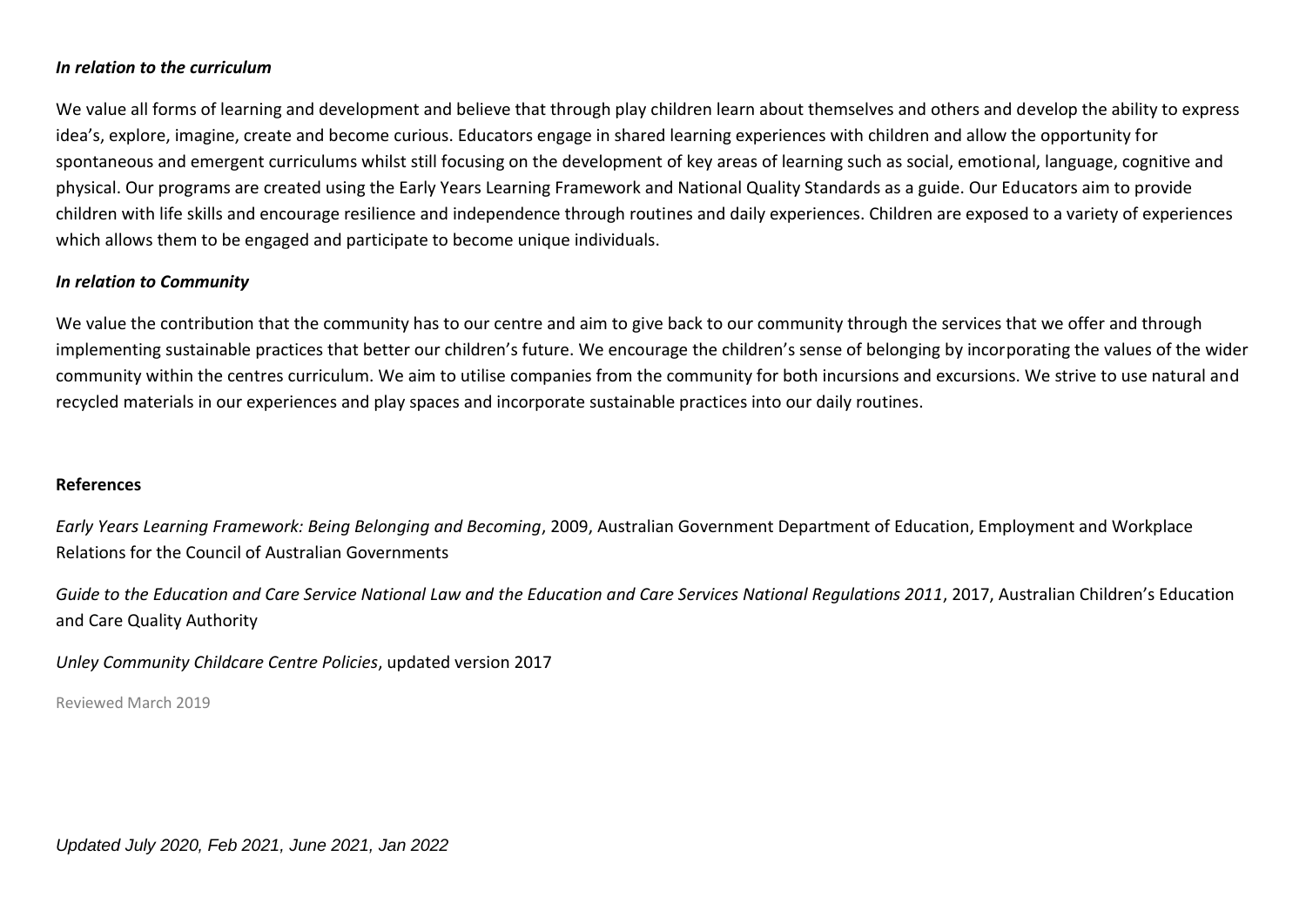***In relation to the curriculum***

We value all forms of learning and development and believe that through play children learn about themselves and others and develop the ability to express idea's, explore, imagine, create and become curious. Educators engage in shared learning experiences with children and allow the opportunity for spontaneous and emergent curriculums whilst still focusing on the development of key areas of learning such as social, emotional, language, cognitive and physical. Our programs are created using the Early Years Learning Framework and National Quality Standards as a guide. Our Educators aim to provide children with life skills and encourage resilience and independence through routines and daily experiences. Children are exposed to a variety of experiences which allows them to be engaged and participate to become unique individuals.

***In relation to Community***

We value the contribution that the community has to our centre and aim to give back to our community through the services that we offer and through implementing sustainable practices that better our children's future. We encourage the children's sense of belonging by incorporating the values of the wider community within the centres curriculum. We aim to utilise companies from the community for both incursions and excursions. We strive to use natural and recycled materials in our experiences and play spaces and incorporate sustainable practices into our daily routines.

**References**

*Early Years Learning Framework: Being Belonging and Becoming*, 2009, Australian Government Department of Education, Employment and Workplace Relations for the Council of Australian Governments

*Guide to the Education and Care Service National Law and the Education and Care Services National Regulations 2011*, 2017, Australian Children's Education and Care Quality Authority

*Unley Community Childcare Centre Policies*, updated version 2017

Reviewed March 2019

*Updated July 2020, Feb 2021, June 2021, Jan 2022*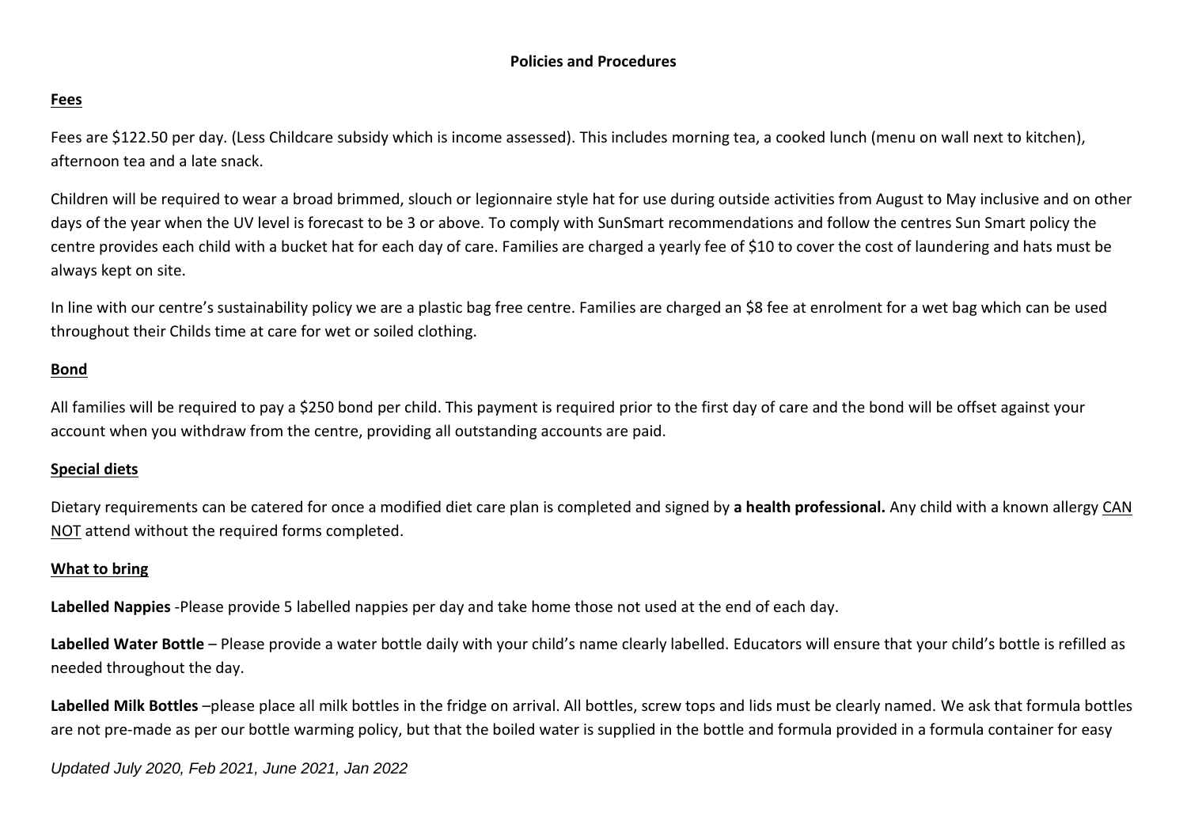**Policies and Procedures**

## Fees

Fees are $122.50 per day. (Less Childcare subsidy which is income assessed). This includes morning tea, a cooked lunch (menu on wall next to kitchen), afternoon tea and a late snack.

Children will be required to wear a broad brimmed, slouch or legionnaire style hat for use during outside activities from August to May inclusive and on other days of the year when the UV level is forecast to be 3 or above. To comply with SunSmart recommendations and follow the centres Sun Smart policy the centre provides each child with a bucket hat for each day of care. Families are charged a yearly fee of $10 to cover the cost of laundering and hats must be always kept on site.

In line with our centre's sustainability policy we are a plastic bag free centre. Families are charged an $8 fee at enrolment for a wet bag which can be used throughout their Childs time at care for wet or soiled clothing.

## Bond

All families will be required to pay a $250 bond per child. This payment is required prior to the first day of care and the bond will be offset against your account when you withdraw from the centre, providing all outstanding accounts are paid.

## Special diets

Dietary requirements can be catered for once a modified diet care plan is completed and signed by **a health professional.** Any child with a known allergy CAN NOT attend without the required forms completed.

## What to bring

**Labelled Nappies** -Please provide 5 labelled nappies per day and take home those not used at the end of each day.

**Labelled Water Bottle** – Please provide a water bottle daily with your child's name clearly labelled. Educators will ensure that your child's bottle is refilled as needed throughout the day.

**Labelled Milk Bottles** –please place all milk bottles in the fridge on arrival. All bottles, screw tops and lids must be clearly named. We ask that formula bottles are not pre-made as per our bottle warming policy, but that the boiled water is supplied in the bottle and formula provided in a formula container for easy

*Updated July 2020, Feb 2021, June 2021, Jan 2022*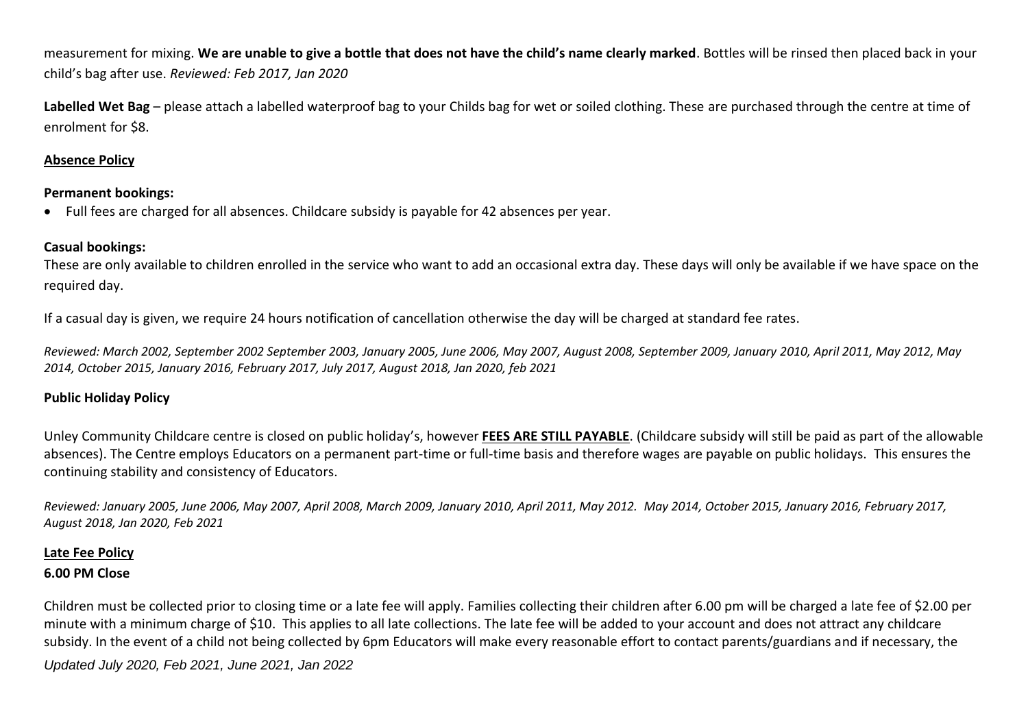measurement for mixing. **We are unable to give a bottle that does not have the child's name clearly marked**. Bottles will be rinsed then placed back in your child's bag after use. *Reviewed: Feb 2017, Jan 2020*

**Labelled Wet Bag** – please attach a labelled waterproof bag to your Childs bag for wet or soiled clothing. These are purchased through the centre at time of enrolment for $8.

## Absence Policy

**Permanent bookings:**

- Full fees are charged for all absences. Childcare subsidy is payable for 42 absences per year.

**Casual bookings:**

These are only available to children enrolled in the service who want to add an occasional extra day. These days will only be available if we have space on the required day.

If a casual day is given, we require 24 hours notification of cancellation otherwise the day will be charged at standard fee rates.

*Reviewed: March 2002, September 2002 September 2003, January 2005, June 2006, May 2007, August 2008, September 2009, January 2010, April 2011, May 2012, May 2014, October 2015, January 2016, February 2017, July 2017, August 2018, Jan 2020, feb 2021*

## Public Holiday Policy

Unley Community Childcare centre is closed on public holiday's, however **FEES ARE STILL PAYABLE**. (Childcare subsidy will still be paid as part of the allowable absences). The Centre employs Educators on a permanent part-time or full-time basis and therefore wages are payable on public holidays. This ensures the continuing stability and consistency of Educators.

*Reviewed: January 2005, June 2006, May 2007, April 2008, March 2009, January 2010, April 2011, May 2012. May 2014, October 2015, January 2016, February 2017, August 2018, Jan 2020, Feb 2021*

## Late Fee Policy

**6.00 PM Close**

Children must be collected prior to closing time or a late fee will apply. Families collecting their children after 6.00 pm will be charged a late fee of $2.00 per minute with a minimum charge of $10. This applies to all late collections. The late fee will be added to your account and does not attract any childcare subsidy. In the event of a child not being collected by 6pm Educators will make every reasonable effort to contact parents/guardians and if necessary, the

*Updated July 2020, Feb 2021, June 2021, Jan 2022*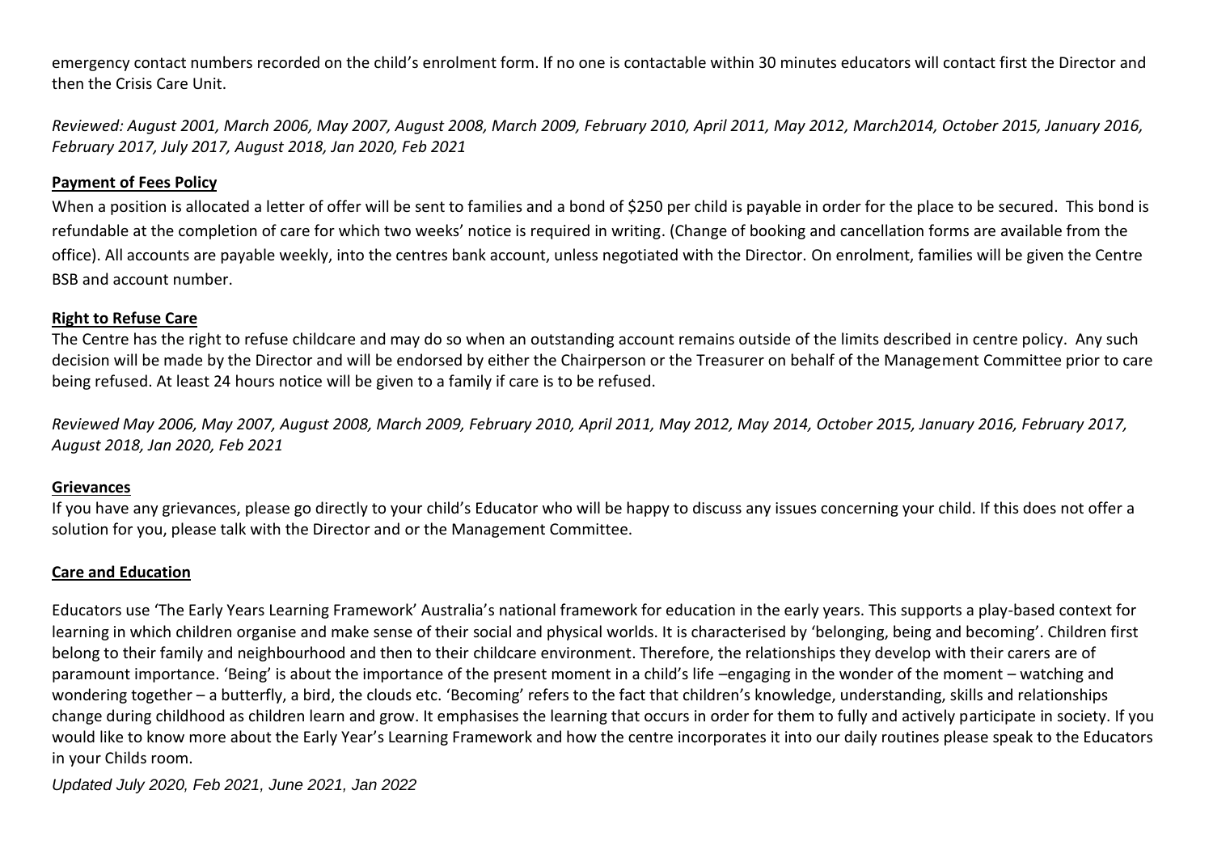emergency contact numbers recorded on the child's enrolment form. If no one is contactable within 30 minutes educators will contact first the Director and then the Crisis Care Unit.

*Reviewed: August 2001, March 2006, May 2007, August 2008, March 2009, February 2010, April 2011, May 2012, March2014, October 2015, January 2016, February 2017, July 2017, August 2018, Jan 2020, Feb 2021*

**Payment of Fees Policy**

When a position is allocated a letter of offer will be sent to families and a bond of $250 per child is payable in order for the place to be secured. This bond is refundable at the completion of care for which two weeks' notice is required in writing. (Change of booking and cancellation forms are available from the office). All accounts are payable weekly, into the centres bank account, unless negotiated with the Director. On enrolment, families will be given the Centre BSB and account number.

**Right to Refuse Care**

The Centre has the right to refuse childcare and may do so when an outstanding account remains outside of the limits described in centre policy. Any such decision will be made by the Director and will be endorsed by either the Chairperson or the Treasurer on behalf of the Management Committee prior to care being refused. At least 24 hours notice will be given to a family if care is to be refused.

*Reviewed May 2006, May 2007, August 2008, March 2009, February 2010, April 2011, May 2012, May 2014, October 2015, January 2016, February 2017, August 2018, Jan 2020, Feb 2021*

**Grievances**

If you have any grievances, please go directly to your child's Educator who will be happy to discuss any issues concerning your child. If this does not offer a solution for you, please talk with the Director and or the Management Committee.

**Care and Education**

Educators use 'The Early Years Learning Framework' Australia's national framework for education in the early years. This supports a play-based context for learning in which children organise and make sense of their social and physical worlds. It is characterised by 'belonging, being and becoming'. Children first belong to their family and neighbourhood and then to their childcare environment. Therefore, the relationships they develop with their carers are of paramount importance. 'Being' is about the importance of the present moment in a child's life –engaging in the wonder of the moment – watching and wondering together – a butterfly, a bird, the clouds etc. 'Becoming' refers to the fact that children's knowledge, understanding, skills and relationships change during childhood as children learn and grow. It emphasises the learning that occurs in order for them to fully and actively participate in society. If you would like to know more about the Early Year's Learning Framework and how the centre incorporates it into our daily routines please speak to the Educators in your Childs room.

*Updated July 2020, Feb 2021, June 2021, Jan 2022*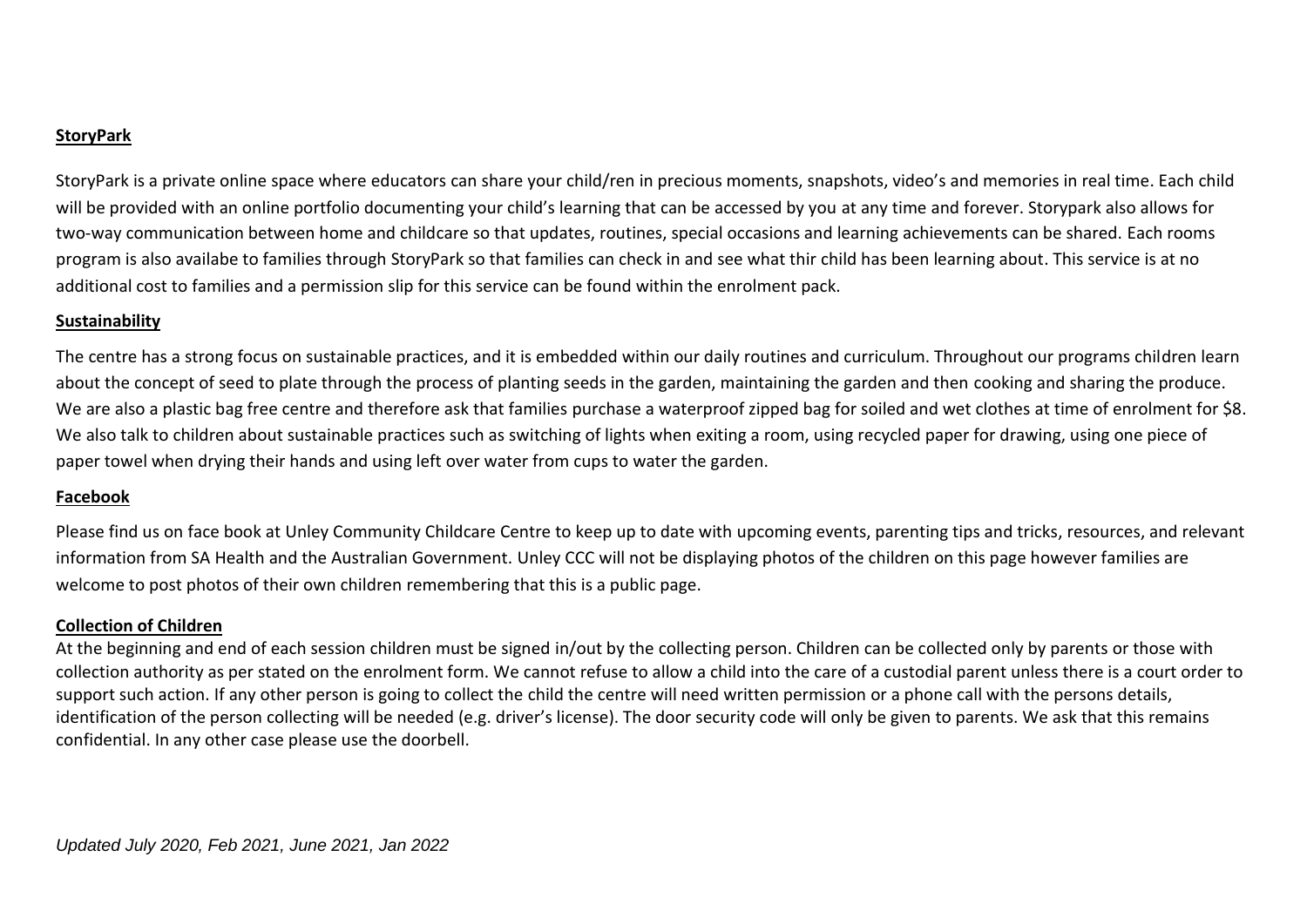**StoryPark**

StoryPark is a private online space where educators can share your child/ren in precious moments, snapshots, video's and memories in real time. Each child will be provided with an online portfolio documenting your child's learning that can be accessed by you at any time and forever. Storypark also allows for two-way communication between home and childcare so that updates, routines, special occasions and learning achievements can be shared. Each rooms program is also availabe to families through StoryPark so that families can check in and see what thir child has been learning about. This service is at no additional cost to families and a permission slip for this service can be found within the enrolment pack.

**Sustainability**

The centre has a strong focus on sustainable practices, and it is embedded within our daily routines and curriculum. Throughout our programs children learn about the concept of seed to plate through the process of planting seeds in the garden, maintaining the garden and then cooking and sharing the produce. We are also a plastic bag free centre and therefore ask that families purchase a waterproof zipped bag for soiled and wet clothes at time of enrolment for $8. We also talk to children about sustainable practices such as switching of lights when exiting a room, using recycled paper for drawing, using one piece of paper towel when drying their hands and using left over water from cups to water the garden.

**Facebook**

Please find us on face book at Unley Community Childcare Centre to keep up to date with upcoming events, parenting tips and tricks, resources, and relevant information from SA Health and the Australian Government. Unley CCC will not be displaying photos of the children on this page however families are welcome to post photos of their own children remembering that this is a public page.

**Collection of Children**

At the beginning and end of each session children must be signed in/out by the collecting person. Children can be collected only by parents or those with collection authority as per stated on the enrolment form. We cannot refuse to allow a child into the care of a custodial parent unless there is a court order to support such action. If any other person is going to collect the child the centre will need written permission or a phone call with the persons details, identification of the person collecting will be needed (e.g. driver's license). The door security code will only be given to parents. We ask that this remains confidential. In any other case please use the doorbell.

*Updated July 2020, Feb 2021, June 2021, Jan 2022*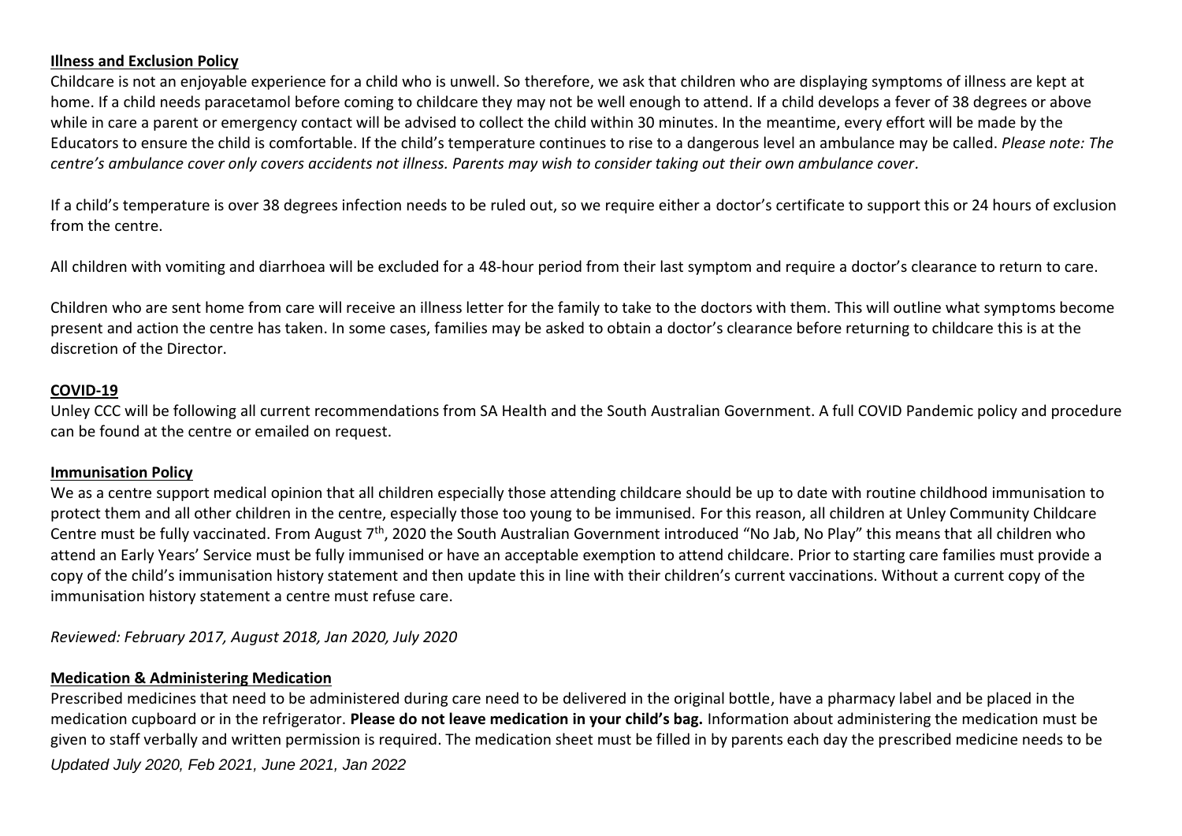**Illness and Exclusion Policy**

Childcare is not an enjoyable experience for a child who is unwell. So therefore, we ask that children who are displaying symptoms of illness are kept at home. If a child needs paracetamol before coming to childcare they may not be well enough to attend. If a child develops a fever of 38 degrees or above while in care a parent or emergency contact will be advised to collect the child within 30 minutes. In the meantime, every effort will be made by the Educators to ensure the child is comfortable. If the child's temperature continues to rise to a dangerous level an ambulance may be called. *Please note: The centre's ambulance cover only covers accidents not illness. Parents may wish to consider taking out their own ambulance cover*.

If a child's temperature is over 38 degrees infection needs to be ruled out, so we require either a doctor's certificate to support this or 24 hours of exclusion from the centre.

All children with vomiting and diarrhoea will be excluded for a 48-hour period from their last symptom and require a doctor's clearance to return to care.

Children who are sent home from care will receive an illness letter for the family to take to the doctors with them. This will outline what symptoms become present and action the centre has taken. In some cases, families may be asked to obtain a doctor's clearance before returning to childcare this is at the discretion of the Director.

**COVID-19**

Unley CCC will be following all current recommendations from SA Health and the South Australian Government. A full COVID Pandemic policy and procedure can be found at the centre or emailed on request.

**Immunisation Policy**

We as a centre support medical opinion that all children especially those attending childcare should be up to date with routine childhood immunisation to protect them and all other children in the centre, especially those too young to be immunised. For this reason, all children at Unley Community Childcare Centre must be fully vaccinated. From August 7th, 2020 the South Australian Government introduced "No Jab, No Play" this means that all children who attend an Early Years' Service must be fully immunised or have an acceptable exemption to attend childcare. Prior to starting care families must provide a copy of the child's immunisation history statement and then update this in line with their children's current vaccinations. Without a current copy of the immunisation history statement a centre must refuse care.

*Reviewed: February 2017, August 2018, Jan 2020, July 2020*

**Medication & Administering Medication**

Prescribed medicines that need to be administered during care need to be delivered in the original bottle, have a pharmacy label and be placed in the medication cupboard or in the refrigerator. **Please do not leave medication in your child's bag.** Information about administering the medication must be given to staff verbally and written permission is required. The medication sheet must be filled in by parents each day the prescribed medicine needs to be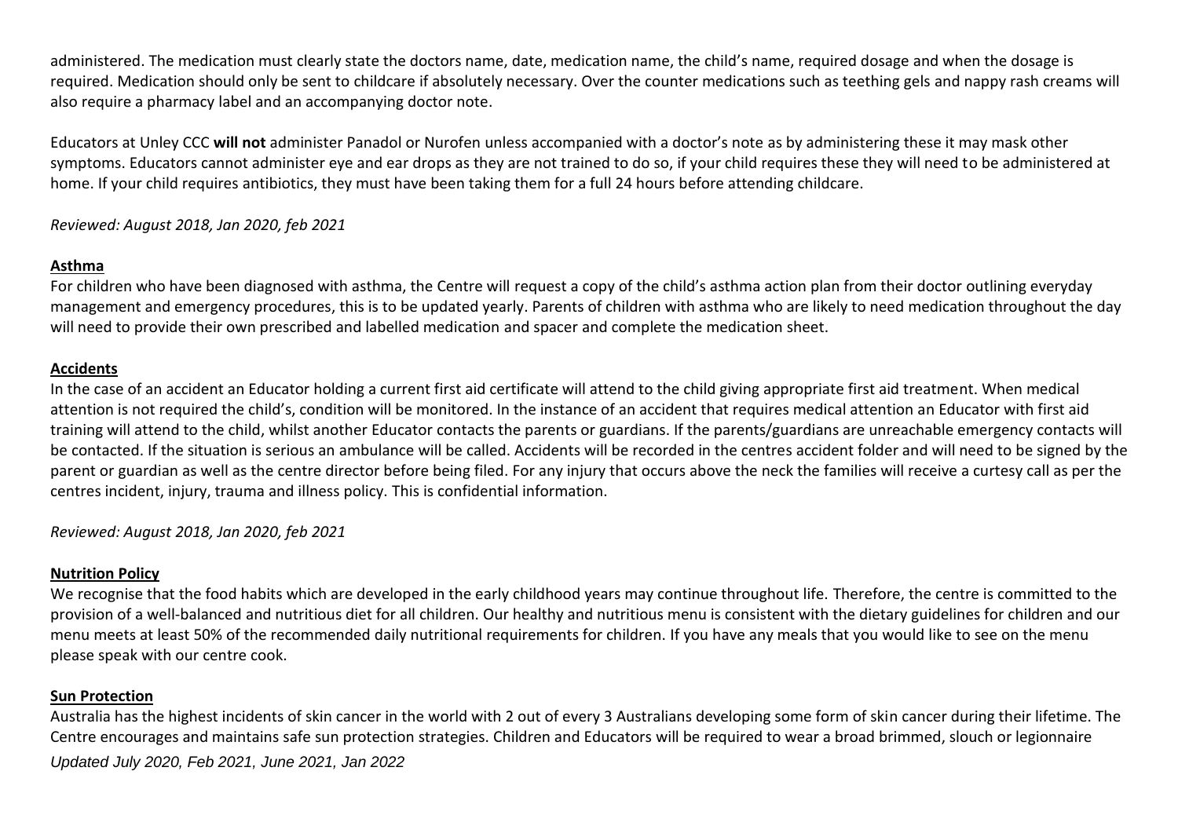administered. The medication must clearly state the doctors name, date, medication name, the child's name, required dosage and when the dosage is required. Medication should only be sent to childcare if absolutely necessary. Over the counter medications such as teething gels and nappy rash creams will also require a pharmacy label and an accompanying doctor note.

Educators at Unley CCC **will not** administer Panadol or Nurofen unless accompanied with a doctor's note as by administering these it may mask other symptoms. Educators cannot administer eye and ear drops as they are not trained to do so, if your child requires these they will need to be administered at home. If your child requires antibiotics, they must have been taking them for a full 24 hours before attending childcare.

*Reviewed: August 2018, Jan 2020, feb 2021*

**Asthma**

For children who have been diagnosed with asthma, the Centre will request a copy of the child's asthma action plan from their doctor outlining everyday management and emergency procedures, this is to be updated yearly. Parents of children with asthma who are likely to need medication throughout the day will need to provide their own prescribed and labelled medication and spacer and complete the medication sheet.

**Accidents**

In the case of an accident an Educator holding a current first aid certificate will attend to the child giving appropriate first aid treatment. When medical attention is not required the child's, condition will be monitored. In the instance of an accident that requires medical attention an Educator with first aid training will attend to the child, whilst another Educator contacts the parents or guardians. If the parents/guardians are unreachable emergency contacts will be contacted. If the situation is serious an ambulance will be called. Accidents will be recorded in the centres accident folder and will need to be signed by the parent or guardian as well as the centre director before being filed. For any injury that occurs above the neck the families will receive a curtesy call as per the centres incident, injury, trauma and illness policy. This is confidential information.

*Reviewed: August 2018, Jan 2020, feb 2021*

**Nutrition Policy**

We recognise that the food habits which are developed in the early childhood years may continue throughout life. Therefore, the centre is committed to the provision of a well-balanced and nutritious diet for all children. Our healthy and nutritious menu is consistent with the dietary guidelines for children and our menu meets at least 50% of the recommended daily nutritional requirements for children. If you have any meals that you would like to see on the menu please speak with our centre cook.

**Sun Protection**

Australia has the highest incidents of skin cancer in the world with 2 out of every 3 Australians developing some form of skin cancer during their lifetime. The Centre encourages and maintains safe sun protection strategies. Children and Educators will be required to wear a broad brimmed, slouch or legionnaire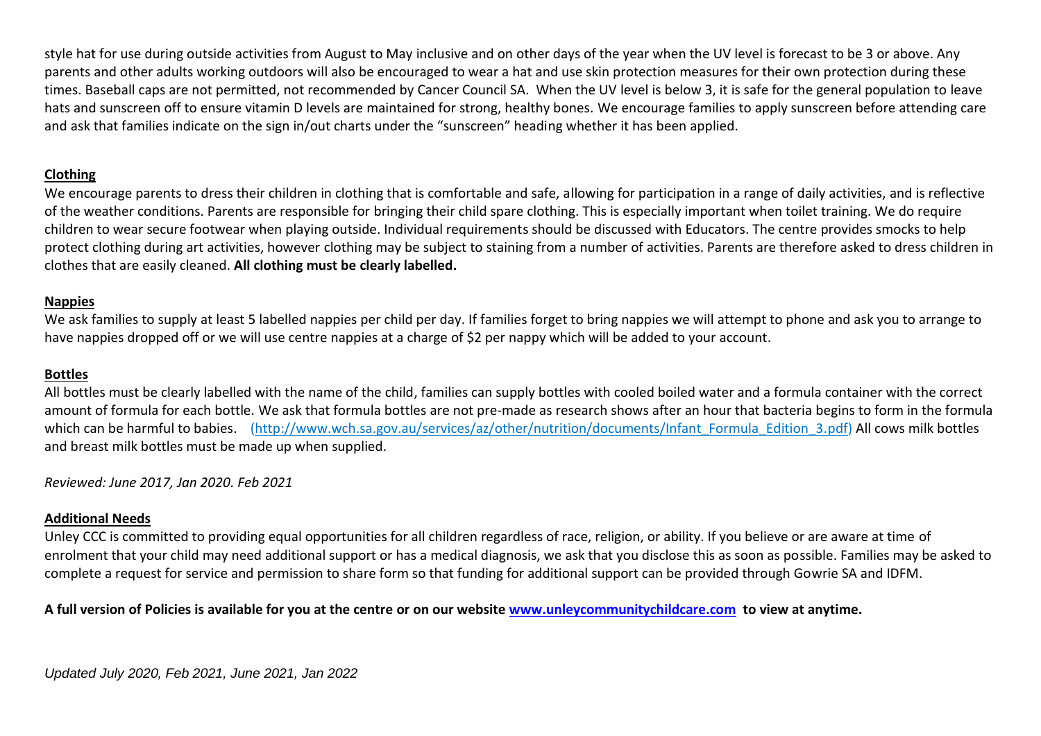style hat for use during outside activities from August to May inclusive and on other days of the year when the UV level is forecast to be 3 or above. Any parents and other adults working outdoors will also be encouraged to wear a hat and use skin protection measures for their own protection during these times. Baseball caps are not permitted, not recommended by Cancer Council SA. When the UV level is below 3, it is safe for the general population to leave hats and sunscreen off to ensure vitamin D levels are maintained for strong, healthy bones. We encourage families to apply sunscreen before attending care and ask that families indicate on the sign in/out charts under the "sunscreen" heading whether it has been applied.

**Clothing**

We encourage parents to dress their children in clothing that is comfortable and safe, allowing for participation in a range of daily activities, and is reflective of the weather conditions. Parents are responsible for bringing their child spare clothing. This is especially important when toilet training. We do require children to wear secure footwear when playing outside. Individual requirements should be discussed with Educators. The centre provides smocks to help protect clothing during art activities, however clothing may be subject to staining from a number of activities. Parents are therefore asked to dress children in clothes that are easily cleaned. **All clothing must be clearly labelled.**

**Nappies**

We ask families to supply at least 5 labelled nappies per child per day. If families forget to bring nappies we will attempt to phone and ask you to arrange to have nappies dropped off or we will use centre nappies at a charge of $2 per nappy which will be added to your account.

**Bottles**

All bottles must be clearly labelled with the name of the child, families can supply bottles with cooled boiled water and a formula container with the correct amount of formula for each bottle. We ask that formula bottles are not pre-made as research shows after an hour that bacteria begins to form in the formula which can be harmful to babies. (http://www.wch.sa.gov.au/services/az/other/nutrition/documents/Infant_Formula_Edition_3.pdf) All cows milk bottles and breast milk bottles must be made up when supplied.

*Reviewed: June 2017, Jan 2020. Feb 2021*

**Additional Needs**

Unley CCC is committed to providing equal opportunities for all children regardless of race, religion, or ability. If you believe or are aware at time of enrolment that your child may need additional support or has a medical diagnosis, we ask that you disclose this as soon as possible. Families may be asked to complete a request for service and permission to share form so that funding for additional support can be provided through Gowrie SA and IDFM.

**A full version of Policies is available for you at the centre or on our website www.unleycommunitychildcare.com to view at anytime.**

*Updated July 2020, Feb 2021, June 2021, Jan 2022*